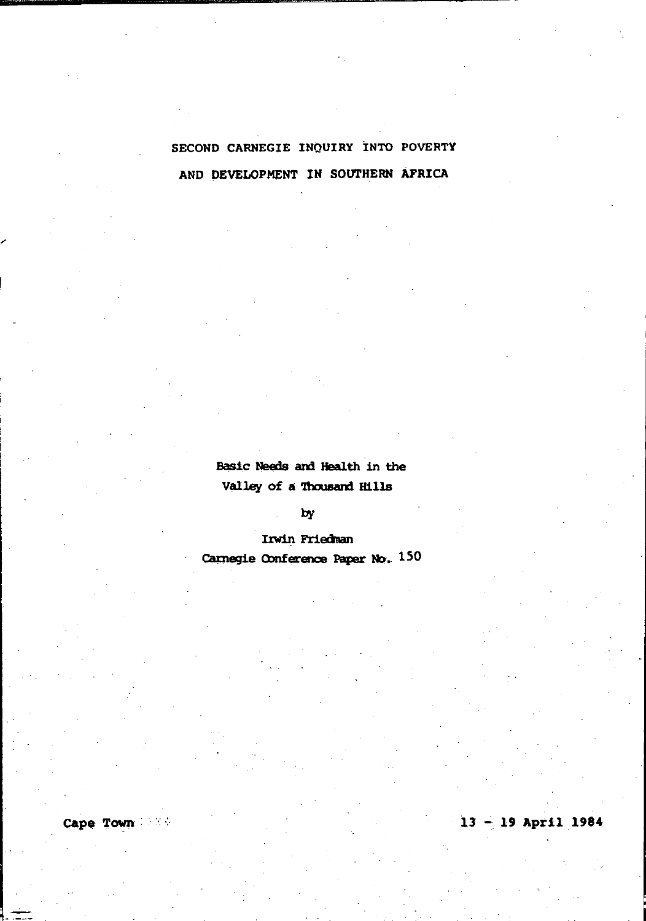# SECOND CARNEGIE INQUIRY INTO POVERTY AND DEVELOPMENT IN SOUTHERN AFRICA

## Basic Needs and Health in the Valley of a Thousand Hills

by

Irwin Friedman

Carnegie Conference Paper No. 150

Cape Town

13 - 19 April 1984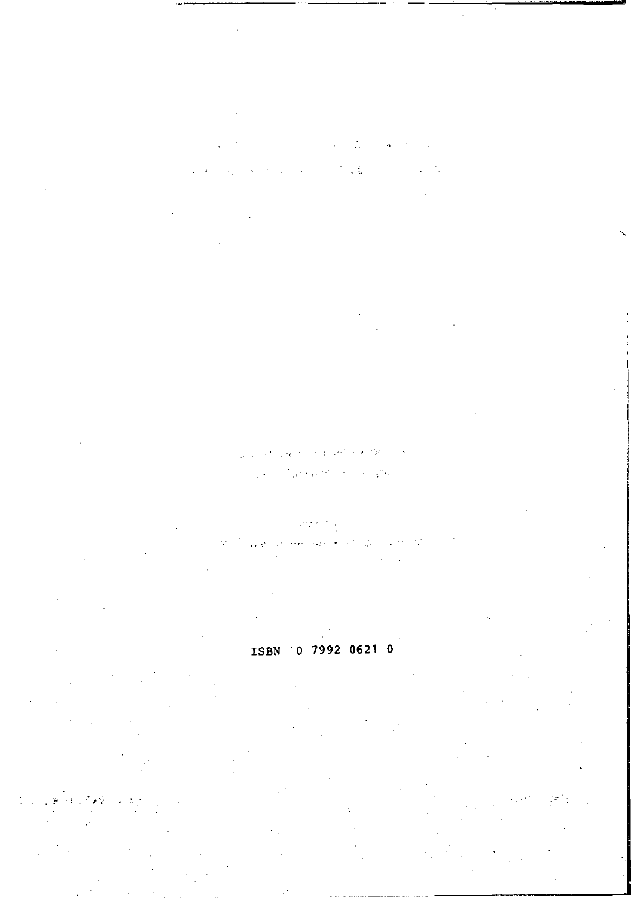ISBN 0 7992 0621 0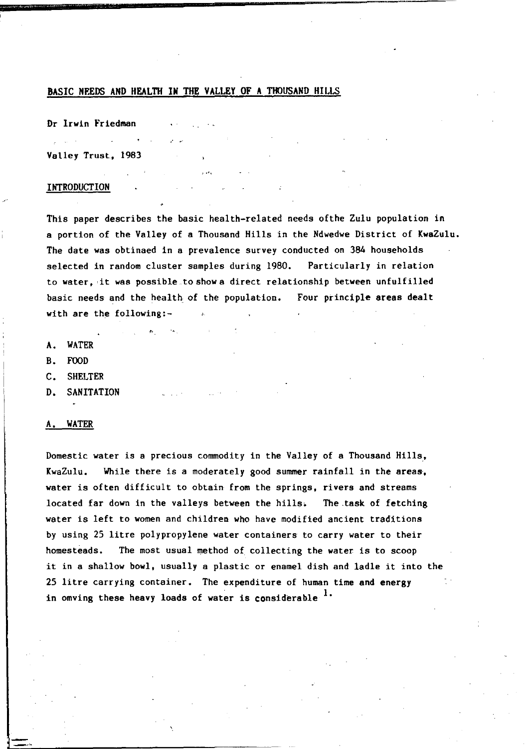## BASIC NEEDS AND HEALTH IN THE VALLEY OF A THOUSAND HILLS

Dr Irwin Friedman

Valley Trust, 1983

### INTRODUCTION

This paper describes the basic health-related needs ofthe Zulu population in a portion of the Valley of a Thousand Hills in the Ndwedwe District of KwaZulu. The date was obtinaed in a prevalence survey conducted on 384 households selected in random cluster samples during 1980. Particularly in relation to water, it was possible to show a direct relationship between unfulfilled basic needs and the health of the population. Four principle areas dealt with are the following:-

A. WATER
B. FOOD
C. SHELTER
D. SANITATION

### A. WATER

Domestic water is a precious commodity in the Valley of a Thousand Hills, KwaZulu. While there is a moderately good summer rainfall in the areas, water is often difficult to obtain from the springs, rivers and streams located far down in the valleys between the hills. The task of fetching water is left to women and children who have modified ancient traditions by using 25 litre polypropylene water containers to carry water to their homesteads. The most usual method of collecting the water is to scoop it in a shallow bowl, usually a plastic or enamel dish and ladle it into the 25 litre carrying container. The expenditure of human time and energy in omving these heavy loads of water is considerable [1].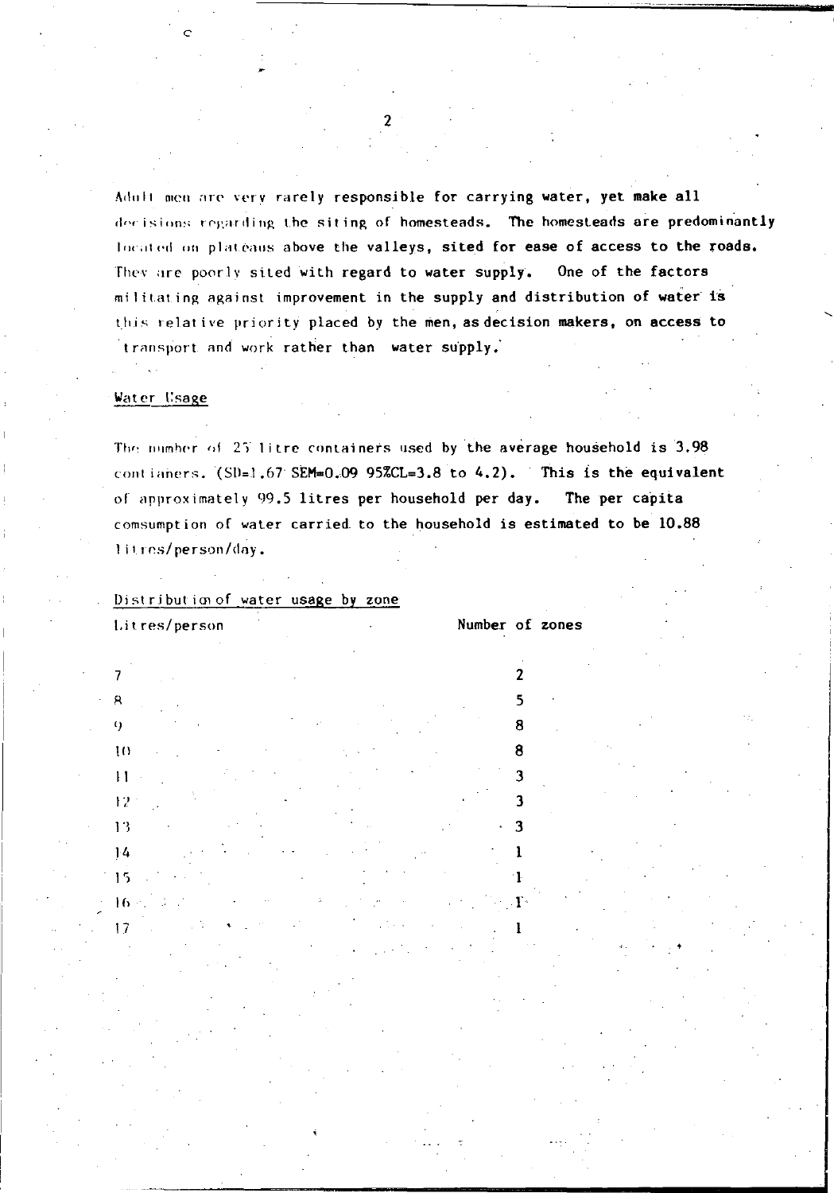Adult men are very rarely responsible for carrying water, yet make all decisions regarding the siting of homesteads. The homesteads are predominantly located on plateaus above the valleys, sited for ease of access to the roads. They are poorly sited with regard to water supply. One of the factors militating against improvement in the supply and distribution of water is this relative priority placed by the men, as decision makers, on access to transport and work rather than water supply.

## Water Usage

The number of 25 litre containers used by the average household is 3.98 contianers. (SD=1.67 SEM=0.09 95%CL=3.8 to 4.2). This is the equivalent of approximately 99.5 litres per household per day. The per capita comsumption of water carried to the household is estimated to be 10.88 litres/person/day.

### Distribution of water usage by zone

| Litres/person | Number of zones |
|---|---|
| 7 | 2 |
| 8 | 5 |
| 9 | 8 |
| 10 | 8 |
| 11 | 3 |
| 12 | 3 |
| 13 | 3 |
| 14 | 1 |
| 15 | 1 |
| 16 | 1 |
| 17 | 1 |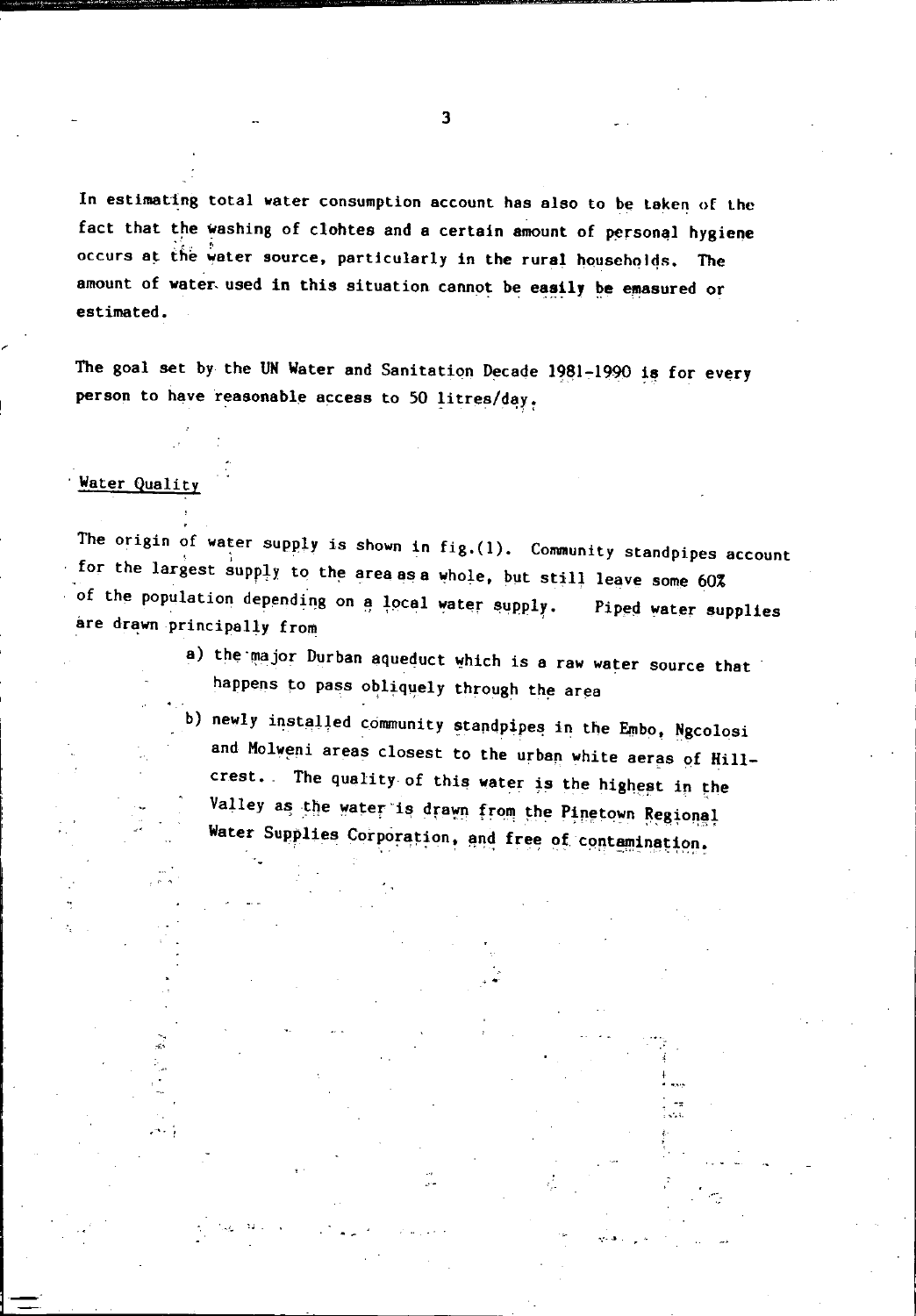In estimating total water consumption account has also to be taken of the fact that the washing of clohtes and a certain amount of personal hygiene occurs at the water source, particularly in the rural households. The amount of water used in this situation cannot be easily be emasured or estimated.

The goal set by the UN Water and Sanitation Decade 1981-1990 is for every person to have reasonable access to 50 litres/day.

## Water Quality

The origin of water supply is shown in fig.(1). Community standpipes account for the largest supply to the area as a whole, but still leave some 60% of the population depending on a local water supply. Piped water supplies are drawn principally from

a) the major Durban aqueduct which is a raw water source that happens to pass obliquely through the area

b) newly installed community standpipes in the Embo, Ngcolosi and Molweni areas closest to the urban white aeras of Hillcrest. The quality of this water is the highest in the Valley as the water is drawn from the Pinetown Regional Water Supplies Corporation, and free of contamination.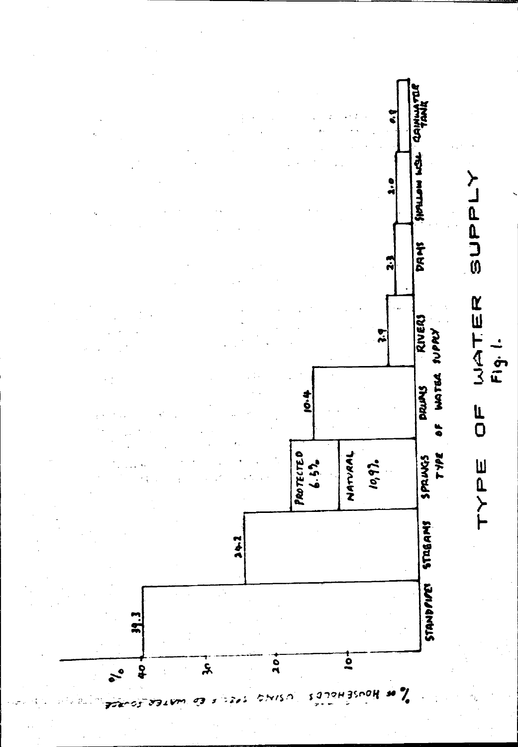% of households using specified water source

| Type of water supply | % |
|---|---|
| Standpipes | 39.3 |
| Streams | 24.2 |
| Springs — Protected | 6.5% |
| Springs — Natural | 10.9% |
| Drums | 10.4 |
| Rivers | 3.9 |
| Dams | 2.3 |
| Shallow well | 2.0 |
| Rainwater tank | 0.9 |

# TYPE OF WATER SUPPLY

Fig. 1.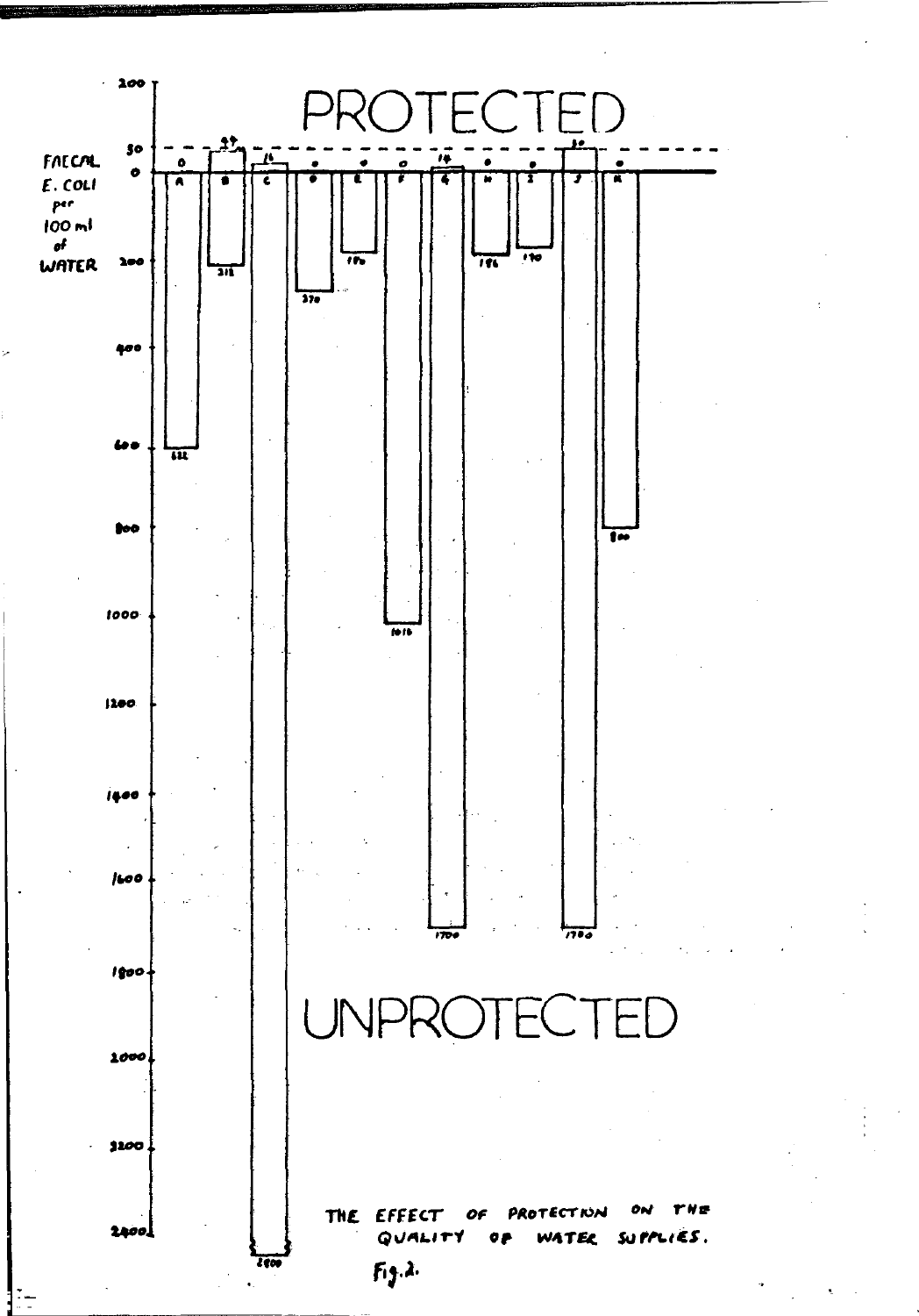**PROTECTED**

**UNPROTECTED**

FAECAL *E. COLI* per 100 ml of WATER

| Supply | Protected | Unprotected |
|---|---|---|
| A | 0 | 622 |
| B | 44 | 318 |
| C | 16 | 2800 |
| D | 0 | 270 |
| E | 0 | 180 |
| F | 0 | 1016 |
| G | 14 | 1700 |
| H | 0 | 186 |
| I | 0 | 170 |
| J | 50 | 1700 |
| K | 0 | 800 |

THE EFFECT OF PROTECTION ON THE QUALITY OF WATER SUPPLIES.

Fig. 2.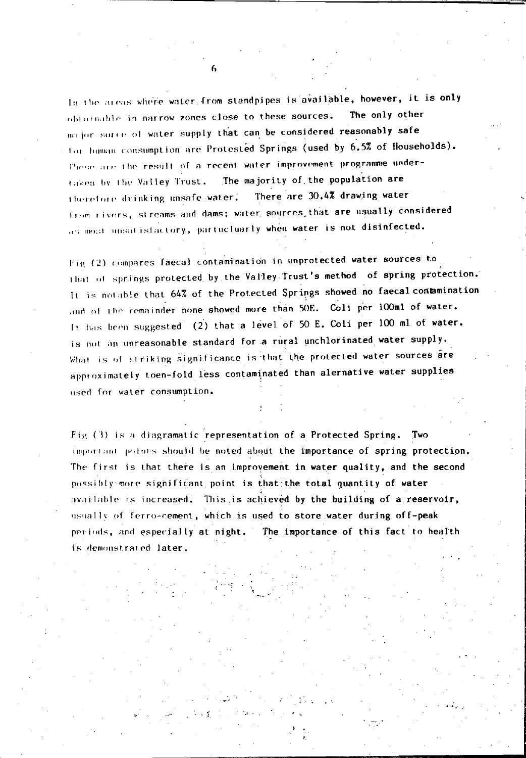In the areas where water from standpipes is available, however, it is only obtainable in narrow zones close to these sources. The only other major sorce of water supply that can be considered reasonably safe for human consumption are Protested Springs (used by 6.5% of Households). These are the result of a recent water improvement programme undertaken by the Valley Trust. The majority of the population are therefore drinking unsafe water. There are 30.4% drawing water from rivers, streams and dams; water sources that are usually considered as most unsatisfactory, partucluarly when water is not disinfected.

Fig (2) compares faecal contamination in unprotected water sources to that of springs protected by the Valley Trust's method of spring protection. It is notable that 64% of the Protected Springs showed no faecal contamination and of the remainder none showed more than 50E. Coli per 100ml of water. It has been suggested (2) that a level of 50 E. Coli per 100 ml of water. is not an unreasonable standard for a rural unchlorinated water supply. What is of striking significance is that the protected water sources are approximately toen-fold less contaminated than alernative water supplies used for water consumption.

Fig (3) is a diagramatic representation of a Protected Spring. Two important points should be noted about the importance of spring protection. The first is that there is an improvement in water quality, and the second possibly more significant point is that the total quantity of water available is increased. This is achieved by the building of a reservoir, usually of ferro-cement, which is used to store water during off-peak periods, and especially at night. The importance of this fact to health is demonstrated later.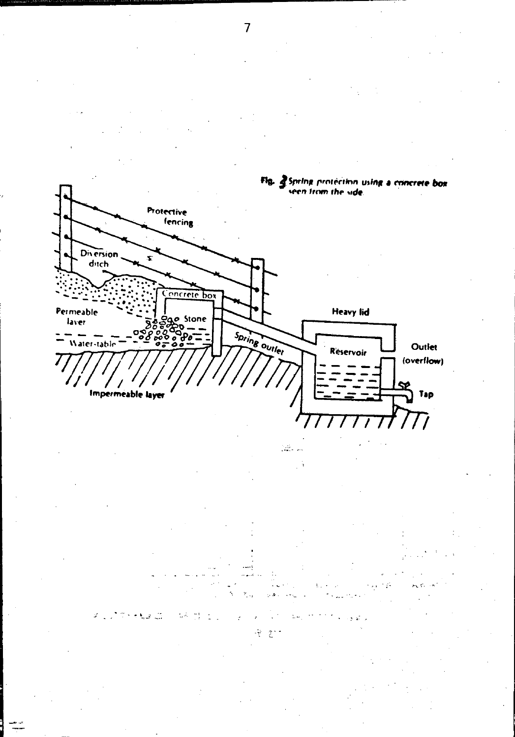**Fig. 2 Spring protection using a concrete box seen from the side.**

Protective fencing

Diversion ditch

Concrete box

Permeable layer

Stone

Water-table

Spring outlet

Impermeable layer

Heavy lid

Reservoir

Outlet (overflow)

Tap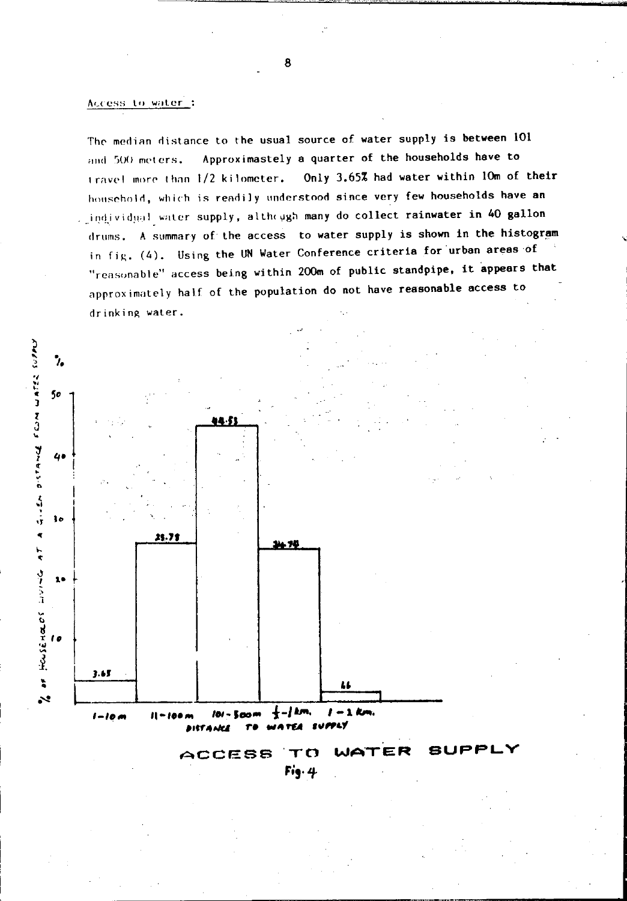Access to water :

The median distance to the usual source of water supply is between 101 and 500 meters. Approximastely a quarter of the households have to travel more than 1/2 kilometer. Only 3.65% had water within 10m of their household, which is readily understood since very few households have an individual water supply, although many do collect rainwater in 40 gallon drums. A summary of the access to water supply is shown in the histogram in fig. (4). Using the UN Water Conference criteria for urban areas of "reasonable" access being within 200m of public standpipe, it appears that approximately half of the population do not have reasonable access to drinking water.

| Distance to water supply | % of households living at a given distance from water supply |
|---|---|
| 1-10 m | 3.65 |
| 11-100 m | 25.75 |
| 101-500 m | 44.53 |
| 1/2-1 km | 24.78 |
| 1-2 km | 1.1 |

ACCESS TO WATER SUPPLY

Fig. 4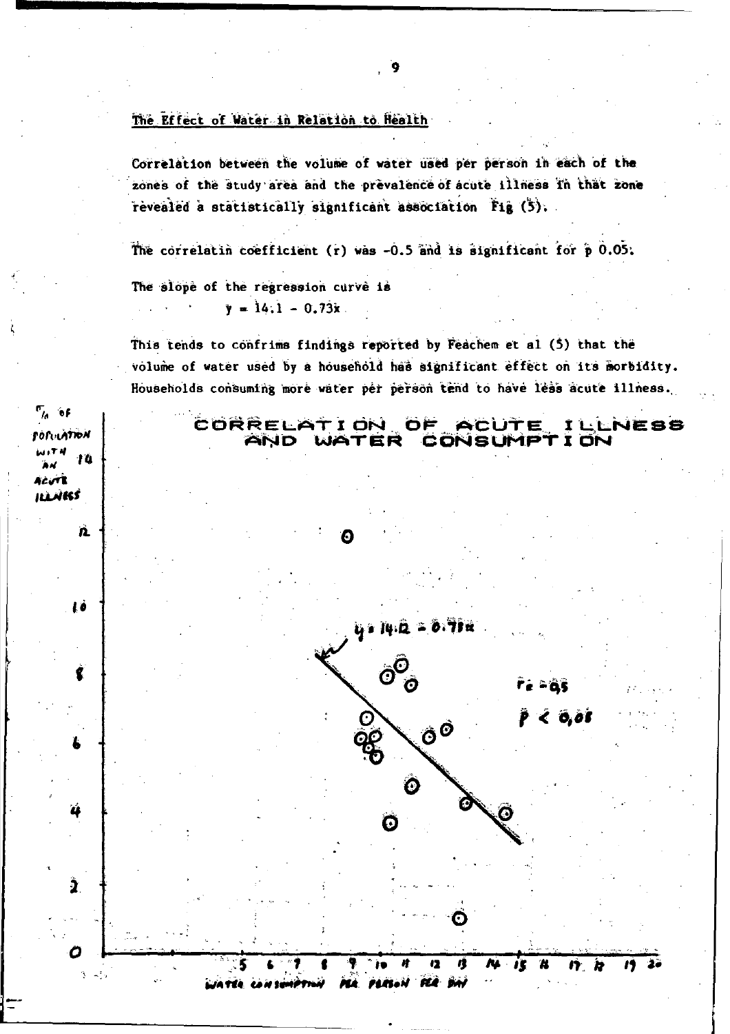The Effect of Water in Relation to Health

Correlation between the volume of water used per person in each of the zones of the study area and the prevalence of acute illness in that zone revealed a statistically significant association Fig (5).

The correlatin coefficient (r) was -0.5 and is significant for p 0.05.

The slope of the regression curve is

$$y = 14.1 - 0.73x$$

This tends to confrims findings reported by Feachem et al (5) that the volume of water used by a household has significant effect on its morbidity. Households consuming more water per person tend to have less acute illness.

CORRELATION OF ACUTE ILLNESS AND WATER CONSUMPTION

% of population with an acute illness

$y = 14.2 - 0.73x$

$r = -0.5$

$p < 0.05$

WATER CONSUMPTION PER PERSON PER DAY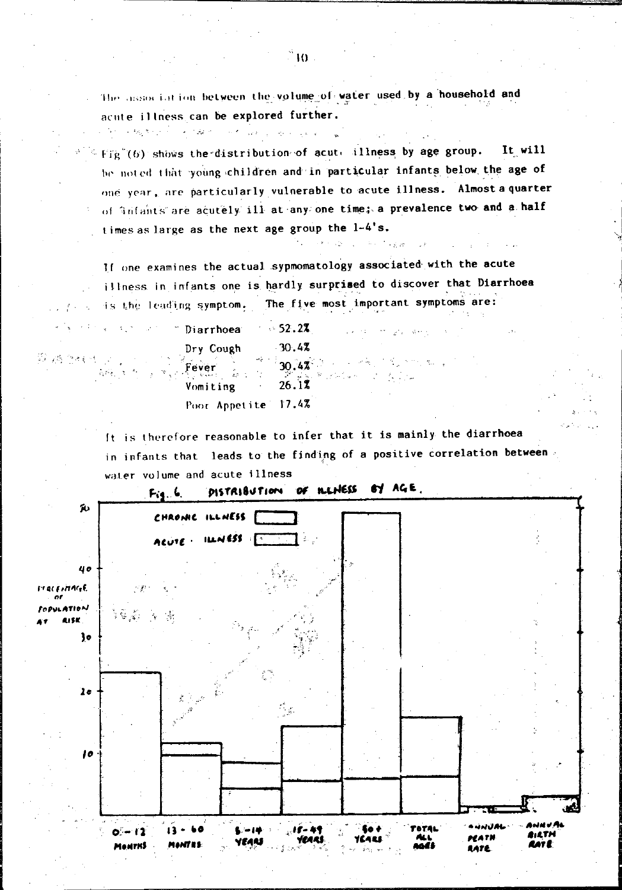The association between the volume of water used by a household and acute illness can be explored further.

Fig (6) shows the distribution of acute illness by age group. It will be noted that young children and in particular infants below the age of one year, are particularly vulnerable to acute illness. Almost a quarter of infants are acutely ill at any one time; a prevalence two and a half times as large as the next age group the 1-4's.

If one examines the actual sypmomatology associated with the acute illness in infants one is hardly surprised to discover that Diarrhoea is the leading symptom. The five most important symptoms are:

| | |
|---|---|
| Diarrhoea | 52.2% |
| Dry Cough | 30.4% |
| Fever | 30.4% |
| Vomiting | 26.1% |
| Poor Appetite | 17.4% |

It is therefore reasonable to infer that it is mainly the diarrhoea in infants that leads to the finding of a positive correlation between water volume and acute illness

Fig. 6. DISTRIBUTION OF ILLNESS BY AGE.

CHRONIC ILLNESS

ACUTE ILLNESS

PERCENTAGE OF POPULATION AT RISK

0 - 12 MONTHS | 13 - 60 MONTHS | 5 - 14 YEARS | 15 - 49 YEARS | 50 + YEARS | TOTAL ALL AGES | ANNUAL DEATH RATE | ANNUAL BIRTH RATE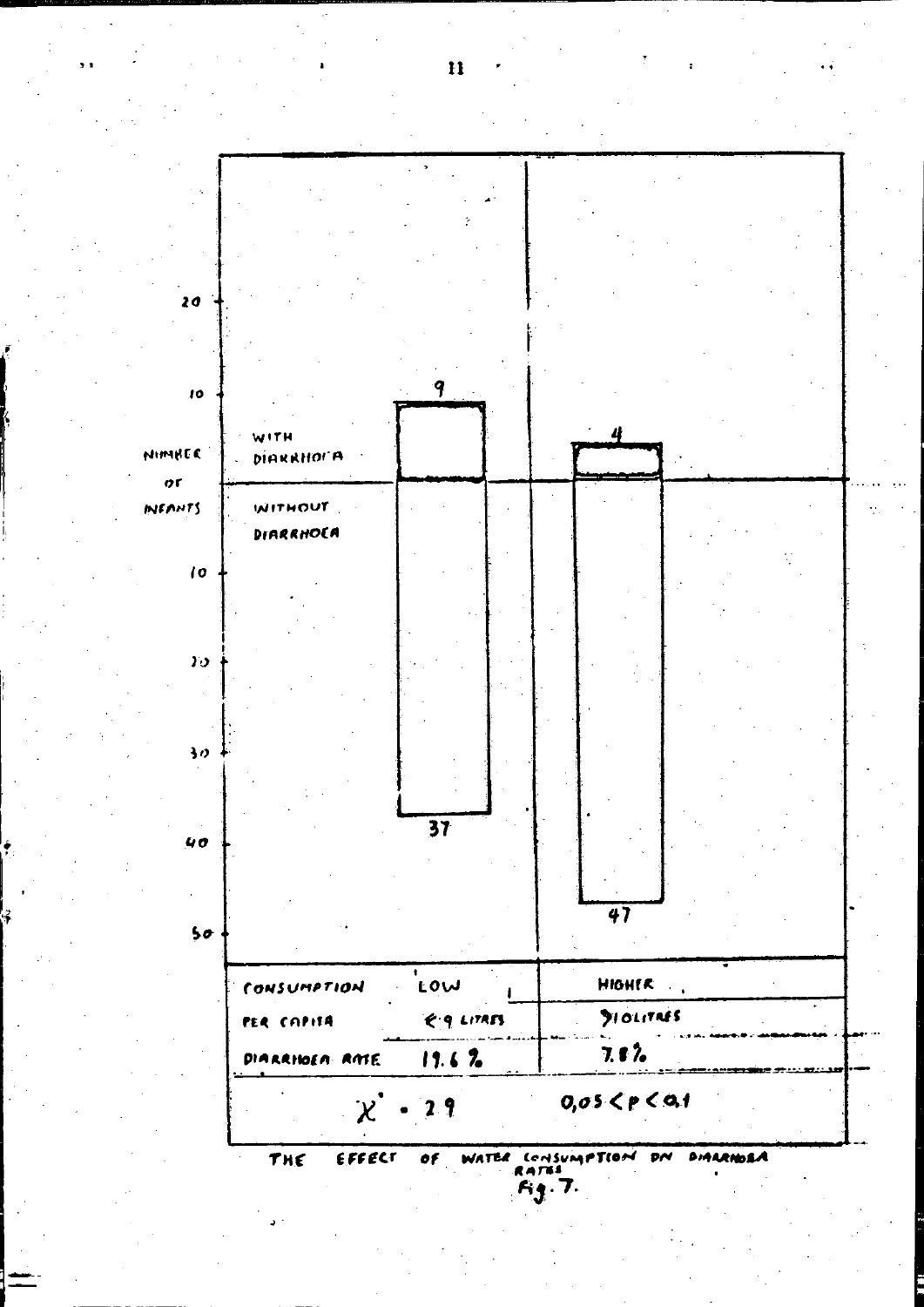| | | |
|---|---|---|
| CONSUMPTION | LOW | HIGHER |
| PER CAPITA | ≤ 9 LITRES | ≥ 10 LITRES |
| DIARRHOEA RATE | 19.6 % | 7.8 % |
| $\chi^2 = 2.9$ | | $0.05 < p < 0.1$ |

THE EFFECT OF WATER CONSUMPTION ON DIARRHOEA RATES

Fig. 7.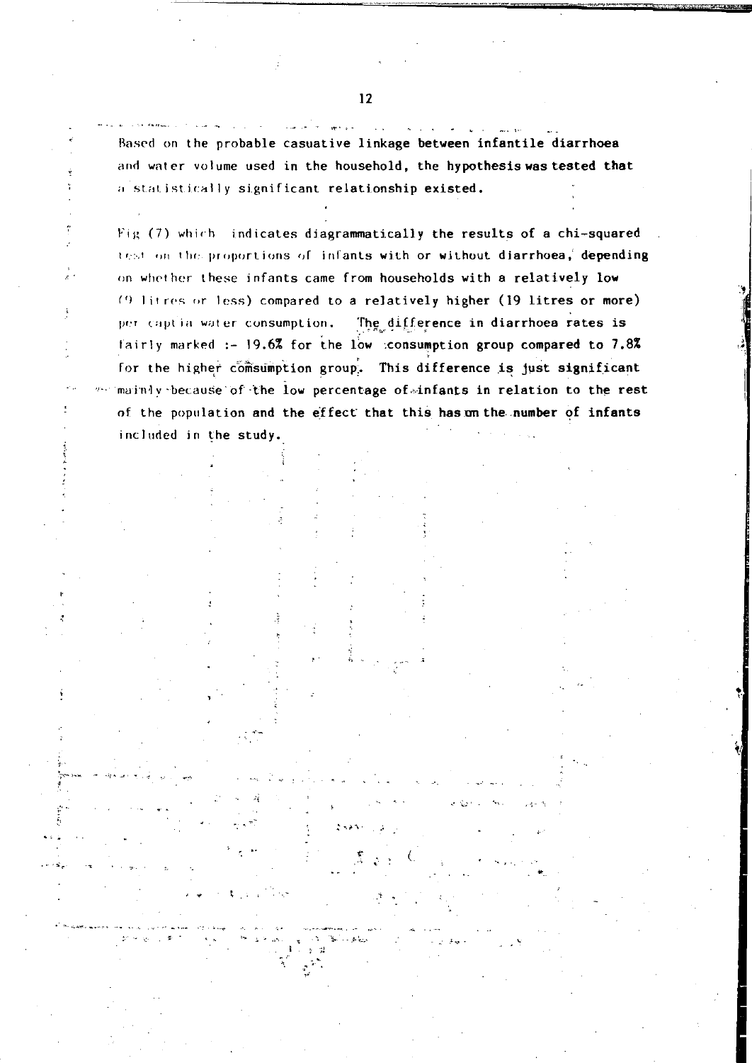Based on the probable casuative linkage between infantile diarrhoea and water volume used in the household, the hypothesis was tested that a statistically significant relationship existed.

Fig (7) which indicates diagrammatically the results of a chi-squared test on the proportions of infants with or without diarrhoea, depending on whether these infants came from households with a relatively low (9 litres or less) compared to a relatively higher (19 litres or more) per captia water consumption. The difference in diarrhoea rates is fairly marked :- 19.6% for the low consumption group compared to 7.8% for the higher comsumption group. This difference is just significant mainly because of the low percentage of infants in relation to the rest of the population and the effect that this has on the number of infants included in the study.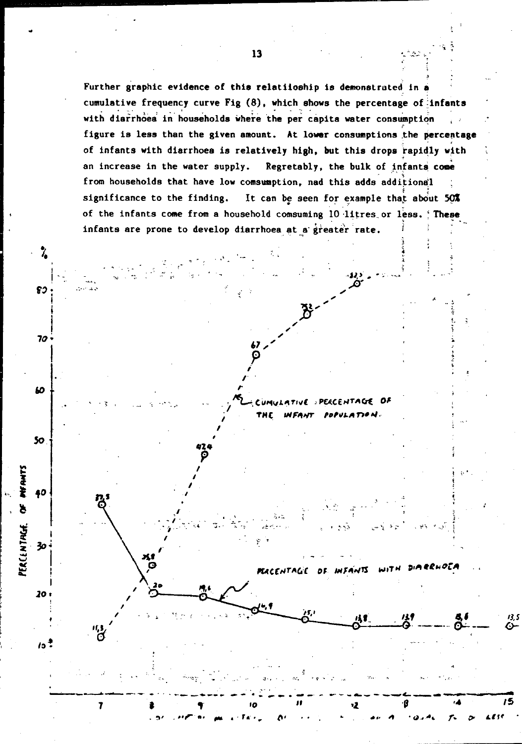Further graphic evidence of this relatiioship is demonstrated in a cumulative frequency curve Fig (8), which shows the percentage of infants with diarrhoea in households where the per capita water consumption figure is less than the given amount. At lower consumptions the percentage of infants with diarrhoea is relatively high, but this drops rapidly with an increase in the water supply. Regretably, the bulk of infants come from households that have low comsumption, nad this adds additional significance to the finding. It can be seen for example that about 50% of the infants come from a household comsuming 10 litres or less. These infants are prone to develop diarrhoea at a greater rate.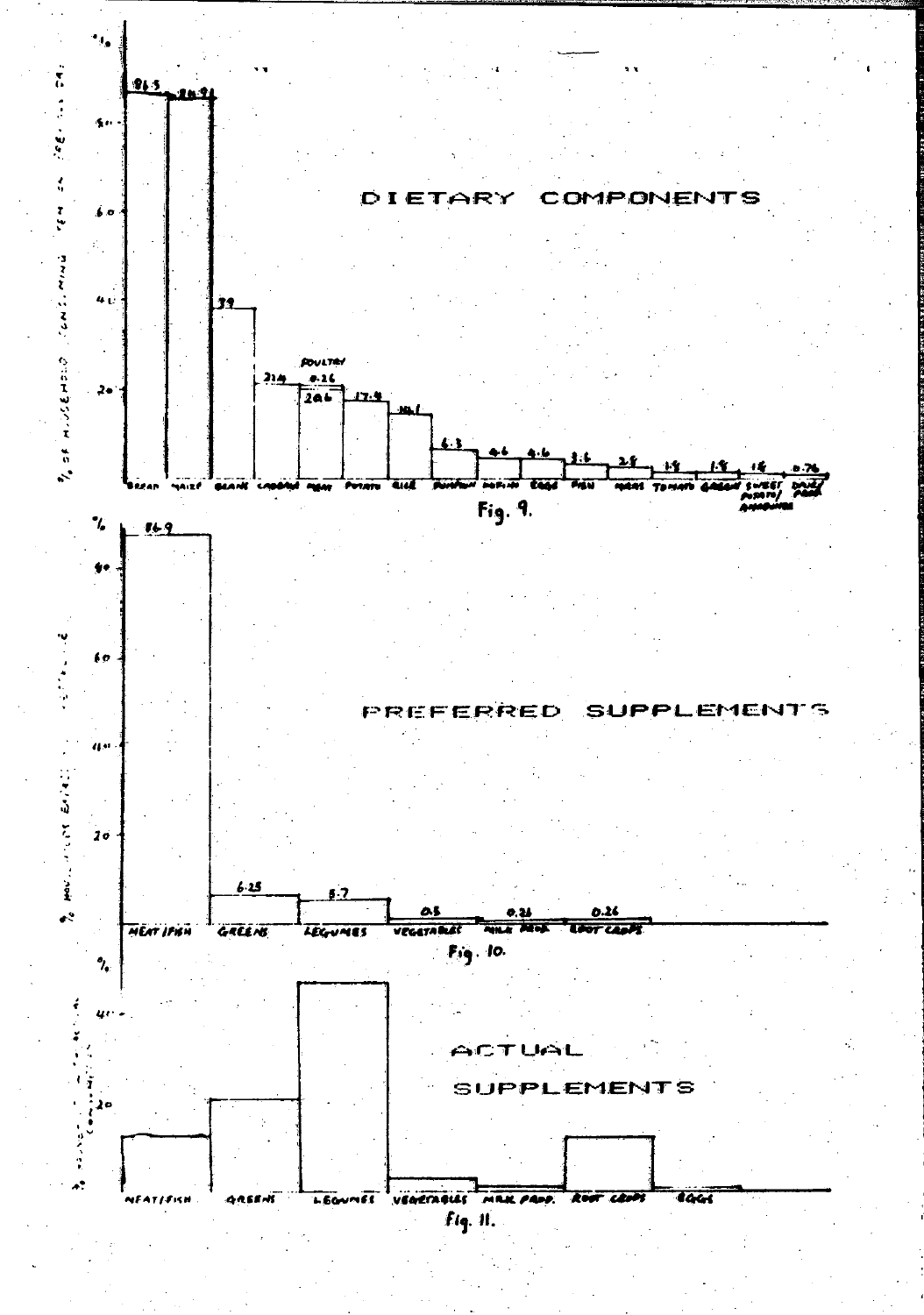DIETARY COMPONENTS

Fig. 9.

PREFERRED SUPPLEMENTS

Fig. 10.

ACTUAL SUPPLEMENTS

Fig. 11.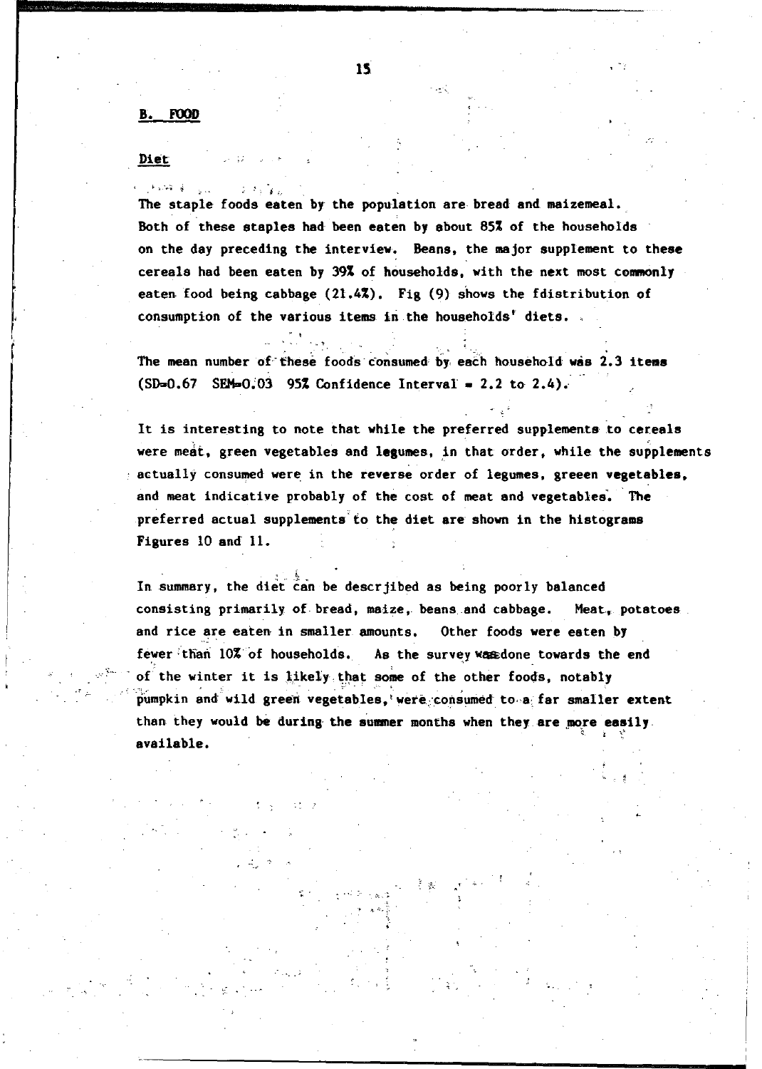## B. FOOD

### Diet

The staple foods eaten by the population are bread and maizemeal. Both of these staples had been eaten by about 85% of the households on the day preceding the interview. Beans, the major supplement to these cereals had been eaten by 39% of households, with the next most commonly eaten food being cabbage (21.4%). Fig (9) shows the fdistribution of consumption of the various items in the households' diets.

The mean number of these foods consumed by each household was 2.3 items (SD=0.67 SEM=0.03 95% Confidence Interval = 2.2 to 2.4).

It is interesting to note that while the preferred supplements to cereals were meat, green vegetables and legumes, in that order, while the supplements actually consumed were in the reverse order of legumes, greeen vegetables, and meat indicative probably of the cost of meat and vegetables. The preferred actual supplements to the diet are shown in the histograms Figures 10 and 11.

In summary, the diet can be descrjibed as being poorly balanced consisting primarily of bread, maize, beans and cabbage. Meat, potatoes and rice are eaten in smaller amounts. Other foods were eaten by fewer than 10% of households. As the survey was done towards the end of the winter it is likely that some of the other foods, notably pumpkin and wild green vegetables, were consumed to a far smaller extent than they would be during the summer months when they are more easily available.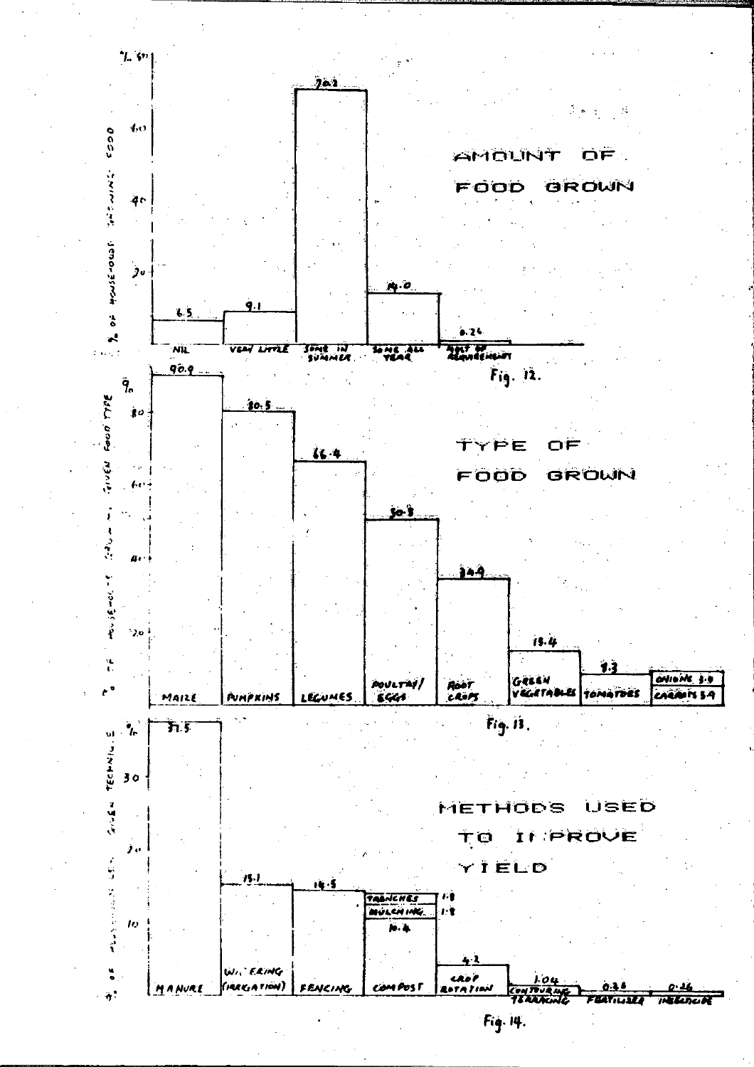**AMOUNT OF FOOD GROWN**

| % of households growing food | |
|---|---|
| NIL | 6.5 |
| VERY LITTLE | 9.1 |
| SOME IN SUMMER | 70.2 |
| SOME ALL YEAR | 14.0 |
| MOST OF REQUIREMENT | 0.26 |

Fig. 12.

**TYPE OF FOOD GROWN**

| % of households growing given food type | |
|---|---|
| MAIZE | 90.9 |
| PUMPKINS | 80.5 |
| LEGUMES | 66.4 |
| POULTRY/EGGS | 50.8 |
| ROOT CROPS | 34.9 |
| GREEN VEGETABLES | 15.4 |
| TOMATOES | 9.3 |
| ONIONS | 3.9 |
| CARROTS | 3.9 |

Fig. 13.

**METHODS USED TO IMPROVE YIELD**

| % of households using given technique | |
|---|---|
| MANURE | 37.5 |
| WATERING (IRRIGATION) | 15.1 |
| FENCING | 14.5 |
| COMPOST | 10.4 |
| TRENCHES | 1.8 |
| MULCHING | 1.8 |
| CROP ROTATION | 4.2 |
| CONTOURING TERRACING | 1.04 |
| FERTILISER | 0.38 |
| INSECTICIDE | 0.26 |

Fig. 14.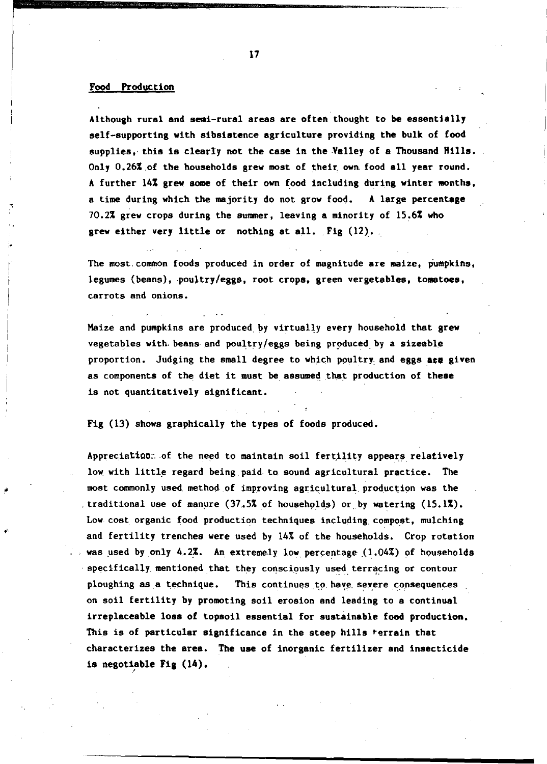## Food Production

Although rural and semi-rural areas are often thought to be essentially self-supporting with sibsistence agriculture providing the bulk of food supplies, this is clearly not the case in the Valley of a Thousand Hills. Only 0.26% of the households grew most of their own food all year round. A further 14% grew some of their own food including during winter months, a time during which the majority do not grow food. A large percentage 70.2% grew crops during the summer, leaving a minority of 15.6% who grew either very little or nothing at all. Fig (12).

The most common foods produced in order of magnitude are maize, pumpkins, legumes (beans), poultry/eggs, root crops, green vergetables, tomatoes, carrots and onions.

Maize and pumpkins are produced by virtually every household that grew vegetables with beans and poultry/eggs being produced by a sizeable proportion. Judging the small degree to which poultry and eggs are given as components of the diet it must be assumed that production of these is not quantitatively significant.

Fig (13) shows graphically the types of foods produced.

Appreciation of the need to maintain soil fertility appears relatively low with little regard being paid to sound agricultural practice. The most commonly used method of improving agricultural production was the traditional use of manure (37.5% of households) or by watering (15.1%). Low cost organic food production techniques including compost, mulching and fertility trenches were used by 14% of the households. Crop rotation was used by only 4.2%. An extremely low percentage (1.04%) of households specifically mentioned that they consciously used terracing or contour ploughing as a technique. This continues to have severe consequences on soil fertility by promoting soil erosion and leading to a continual irreplaceable loss of topsoil essential for sustainable food production. This is of particular significance in the steep hills terrain that characterizes the area. The use of inorganic fertilizer and insecticide is negotiable Fig (14).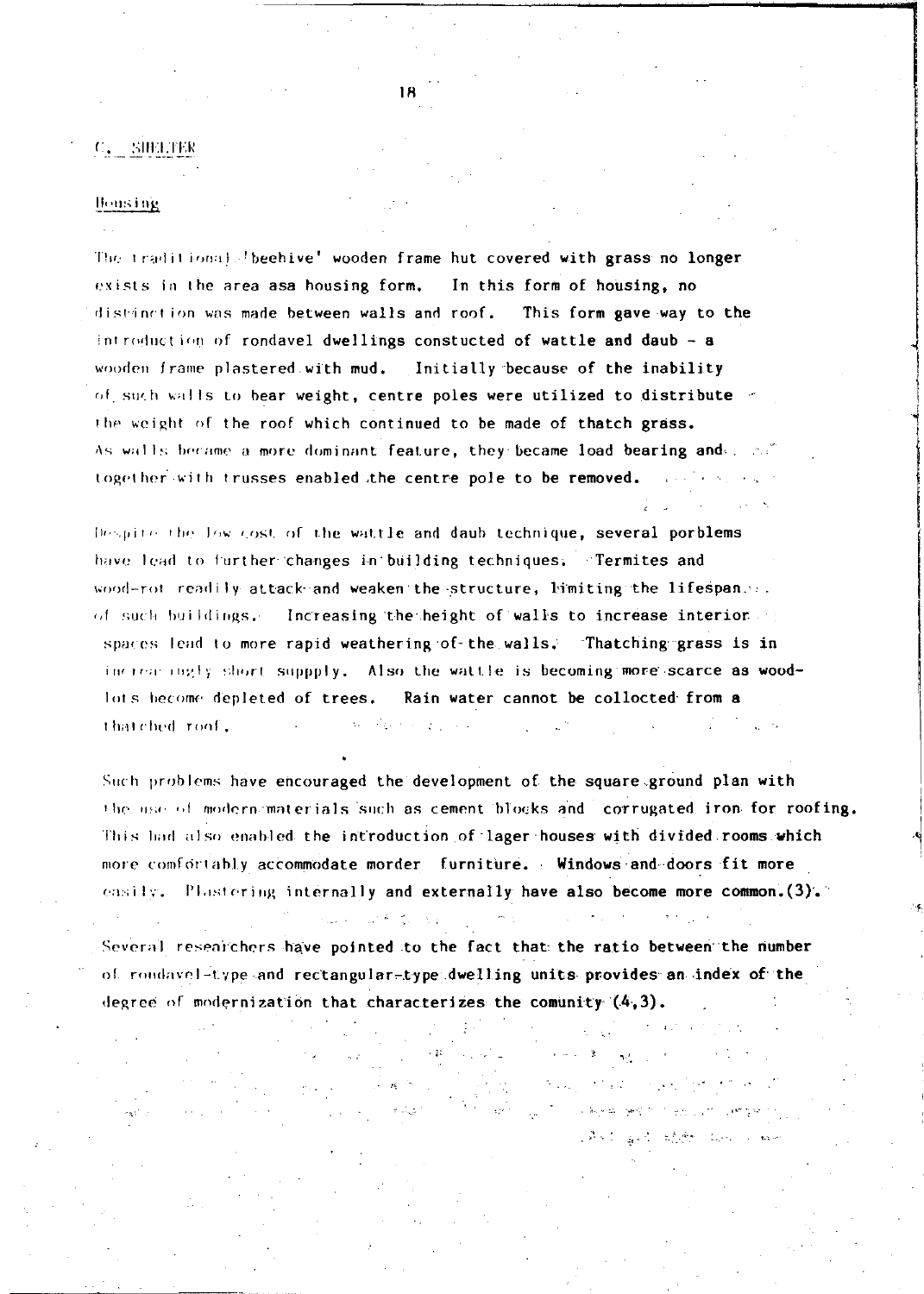## C. SHELTER

### Housing

The traditional 'beehive' wooden frame hut covered with grass no longer exists in the area asa housing form. In this form of housing, no distinction was made between walls and roof. This form gave way to the introduction of rondavel dwellings constucted of wattle and daub - a wooden frame plastered with mud. Initially because of the inability of such walls to bear weight, centre poles were utilized to distribute the weight of the roof which continued to be made of thatch grass. As walls became a more dominant feature, they became load bearing and together with trusses enabled the centre pole to be removed.

Despite the low cost of the wattle and daub technique, several porblems have lead to further changes in building techniques. Termites and wood-rot readily attack and weaken the structure, limiting the lifespan of such buildings. Increasing the height of walls to increase interior spaces lead to more rapid weathering of the walls. Thatching grass is in increasingly short suppply. Also the wattle is becoming more scarce as wood-lots become depleted of trees. Rain water cannot be collected from a thatched roof.

Such problems have encouraged the development of the square ground plan with the use of modern materials such as cement blocks and corrugated iron for roofing. This had also enabled the introduction of lager houses with divided rooms which more comfortably accommodate morder furniture. Windows and doors fit more easily. Plastering internally and externally have also become more common.(3).

Several researchers have pointed to the fact that the ratio between the number of rondavel-type and rectangular-type dwelling units provides an index of the degree of modernization that characterizes the comunity (4,3).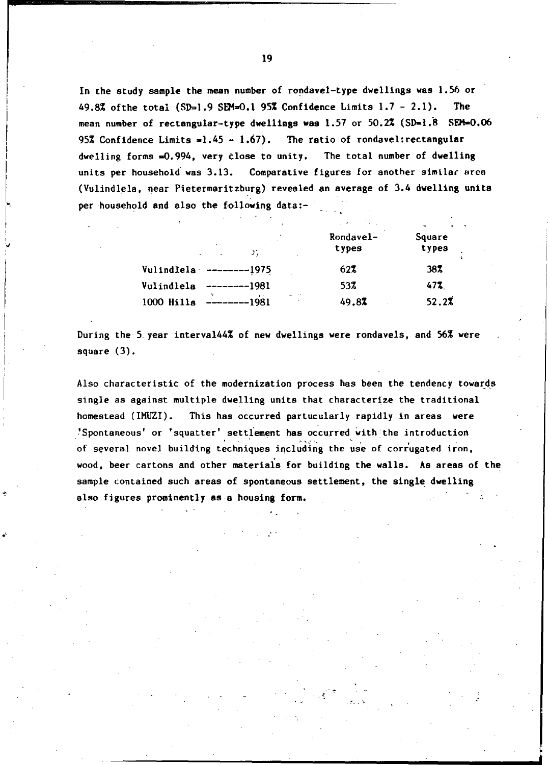In the study sample the mean number of rondavel-type dwellings was 1.56 or 49.8% ofthe total (SD=1.9 SEM=0.1 95% Confidence Limits 1.7 - 2.1). The mean number of rectangular-type dwellings was 1.57 or 50.2% (SD=1.8 SEM=0.06 95% Confidence Limits =1.45 - 1.67). The ratio of rondavel:rectangular dwelling forms =0.994, very close to unity. The total number of dwelling units per household was 3.13. Comparative figures for another similar area (Vulindlela, near Pietermaritzburg) revealed an average of 3.4 dwelling units per household and also the following data:-

| | Rondavel-types | Square types |
|---|---|---|
| Vulindlela ---------1975 | 62% | 38% |
| Vulindlela ---------1981 | 53% | 47% |
| 1000 Hills ---------1981 | 49.8% | 52.2% |

During the 5 year interval44% of new dwellings were rondavels, and 56% were square (3).

Also characteristic of the modernization process has been the tendency towards single as against multiple dwelling units that characterize the traditional homestead (IMUZI). This has occurred partucularly rapidly in areas were 'Spontaneous' or 'squatter' settlement has occurred with the introduction of several novel building techniques including the use of corrugated iron, wood, beer cartons and other materials for building the walls. As areas of the sample contained such areas of spontaneous settlement, the single dwelling also figures prominently as a housing form.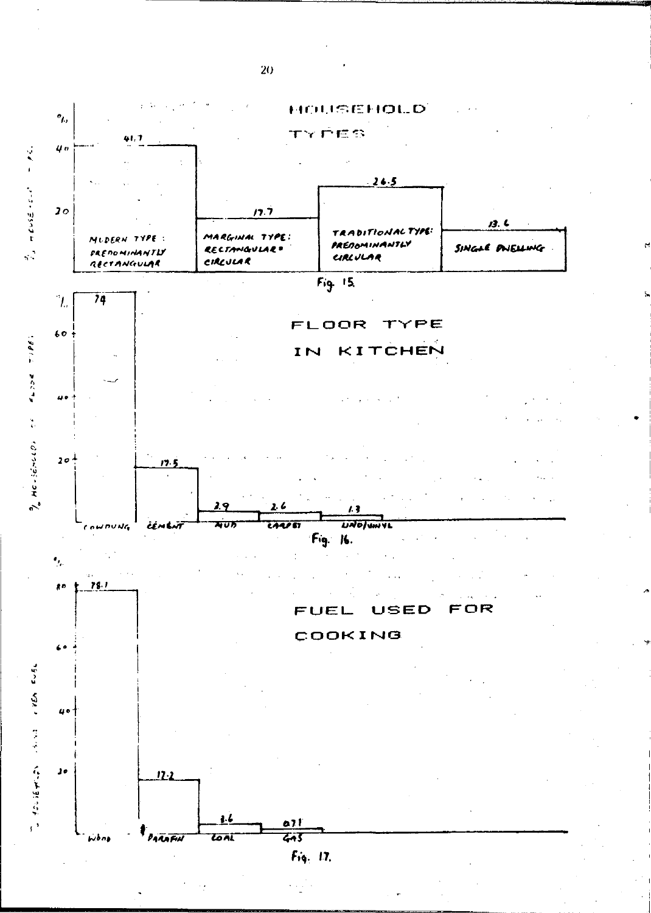## HOUSEHOLD TYPES

| Household type | % households |
|---|---|
| Modern type: predominantly rectangular | 41.7 |
| Marginal type: rectangular = circular | 17.7 |
| Traditional type: predominantly circular | 26.5 |
| Single dwelling | 13.6 |

Fig. 15.

## FLOOR TYPE IN KITCHEN

| Floor type | % households |
|---|---|
| Cowdung | 74 |
| Cement | 17.5 |
| Mud | 2.9 |
| Carpet | 2.6 |
| Lino/vinyl | 1.3 |

Fig. 16.

## FUEL USED FOR COOKING

| Fuel | % households |
|---|---|
| Wood | 78.1 |
| Paraffin | 17.2 |
| Coal | 3.6 |
| Gas | 0.71 |

Fig. 17.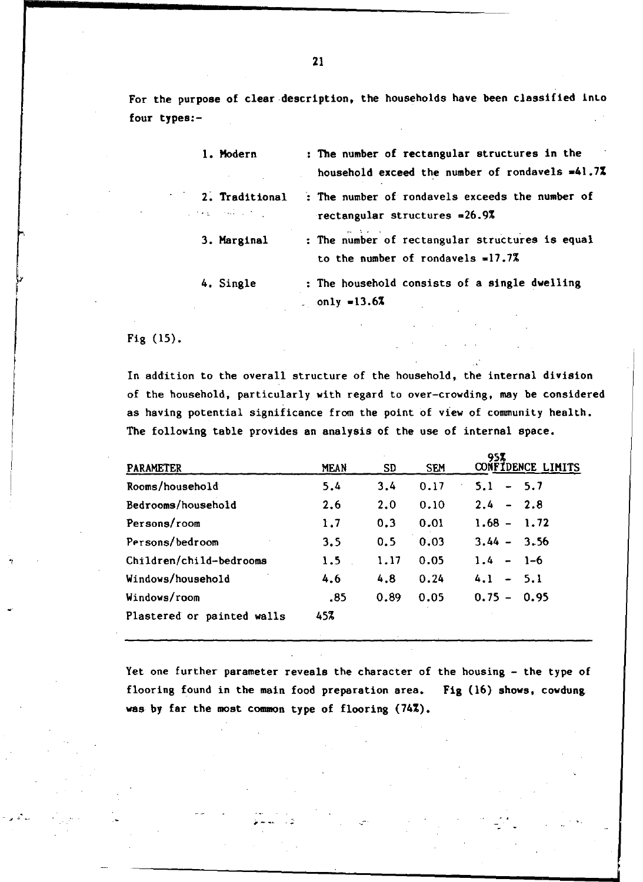For the purpose of clear description, the households have been classified into four types:-

1. Modern : The number of rectangular structures in the household exceed the number of rondavels =41.7%
2. Traditional : The number of rondavels exceeds the number of rectangular structures =26.9%
3. Marginal : The number of rectangular structures is equal to the number of rondavels =17.7%
4. Single : The household consists of a single dwelling only =13.6%

Fig (15).

In addition to the overall structure of the household, the internal division of the household, particularly with regard to over-crowding, may be considered as having potential significance from the point of view of community health. The following table provides an analysis of the use of internal space.

| PARAMETER | MEAN | SD | SEM | 95% CONFIDENCE LIMITS |
|---|---|---|---|---|
| Rooms/household | 5.4 | 3.4 | 0.17 | 5.1 - 5.7 |
| Bedrooms/household | 2.6 | 2.0 | 0.10 | 2.4 - 2.8 |
| Persons/room | 1.7 | 0.3 | 0.01 | 1.68 - 1.72 |
| Persons/bedroom | 3.5 | 0.5 | 0.03 | 3.44 - 3.56 |
| Children/child-bedrooms | 1.5 | 1.17 | 0.05 | 1.4 - 1-6 |
| Windows/household | 4.6 | 4.8 | 0.24 | 4.1 - 5.1 |
| Windows/room | .85 | 0.89 | 0.05 | 0.75 - 0.95 |
| Plastered or painted walls | 45% | | | |

Yet one further parameter reveals the character of the housing - the type of flooring found in the main food preparation area. Fig (16) shows, cowdung was by far the most common type of flooring (74%).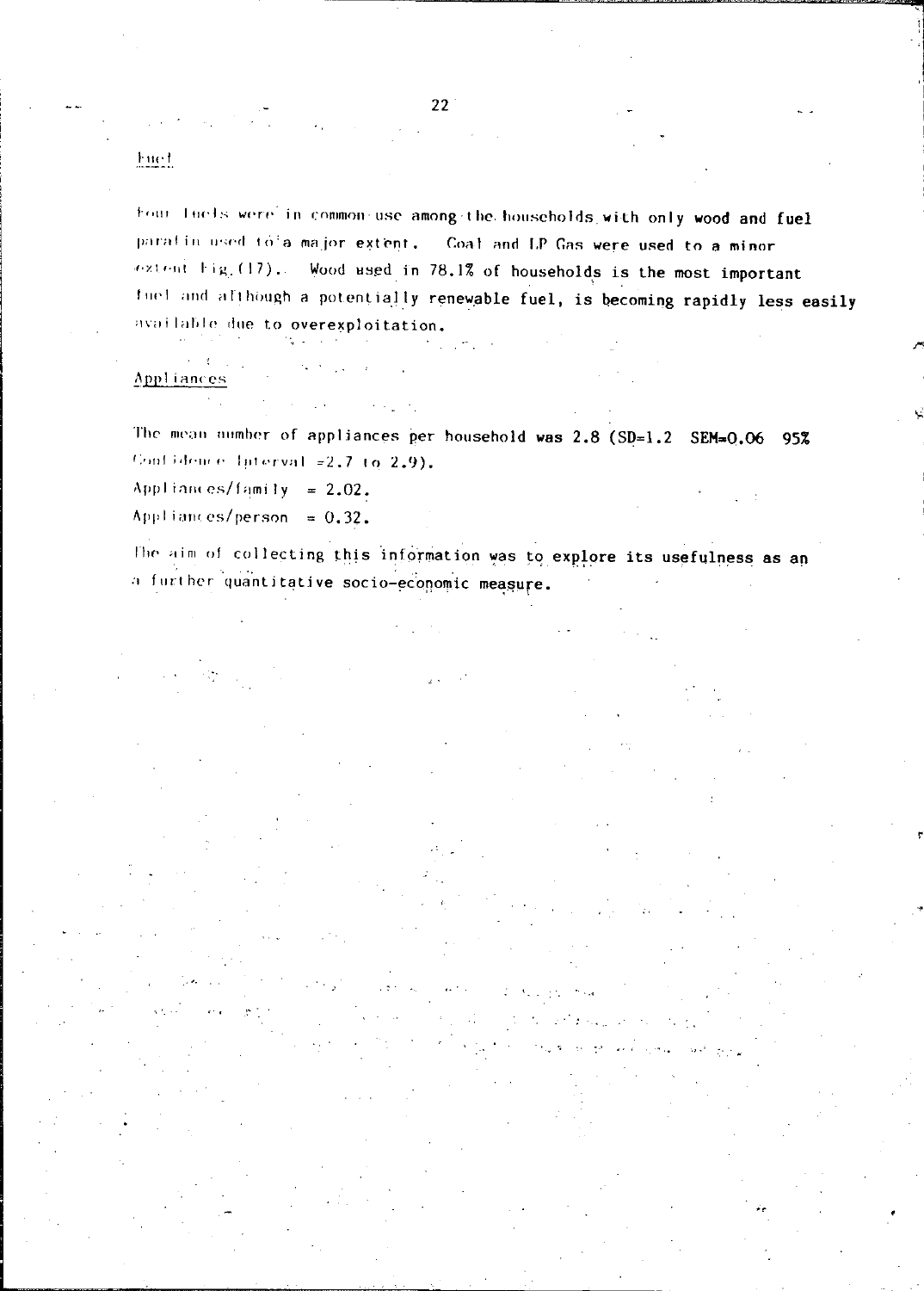## Fuel

Four fuels were in common use among the households with only wood and fuel paraffin used to a major extent. Coal and LP Gas were used to a minor extent Fig.(17). Wood used in 78.1% of households is the most important fuel and although a potentially renewable fuel, is becoming rapidly less easily available due to overexploitation.

## Appliances

The mean number of appliances per household was 2.8 (SD=1.2 SEM=0.06 95% Confidence Interval =2.7 to 2.9).

Appliances/family = 2.02.

Appliances/person = 0.32.

The aim of collecting this information was to explore its usefulness as an a further quantitative socio-economic measure.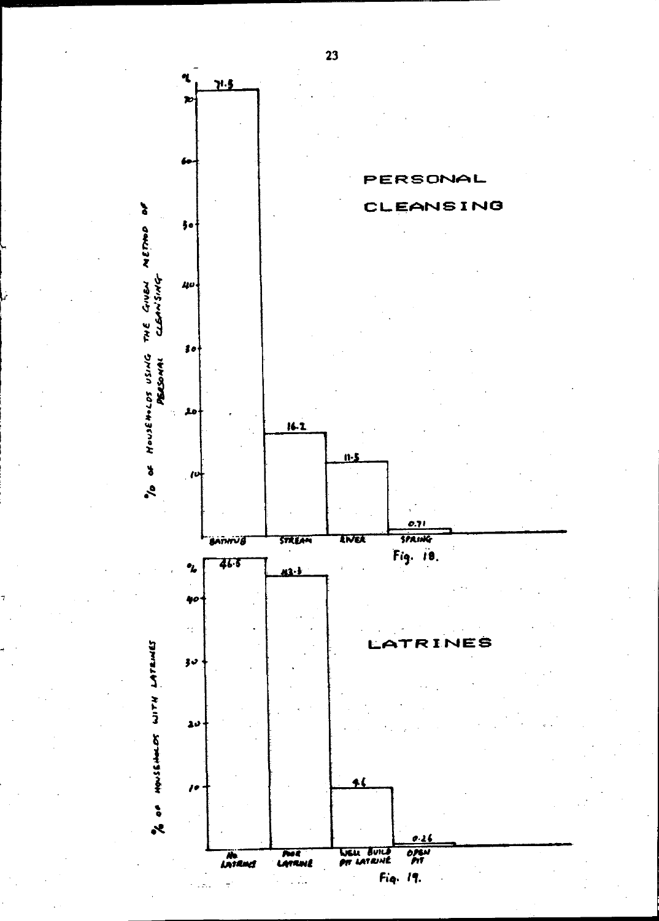## PERSONAL CLEANSING

| Method | % of households using the given method of personal cleansing |
|---|---|
| Bathtub | 71.5 |
| Stream | 16.2 |
| River | 11.5 |
| Spring | 0.71 |

Fig. 18.

## LATRINES

| Type | % of households with latrines |
|---|---|
| No latrines | 46.6 |
| Poor latrine | 43.3 |
| Well build pit latrine | 9.6 |
| Open pit | 0.26 |

Fig. 19.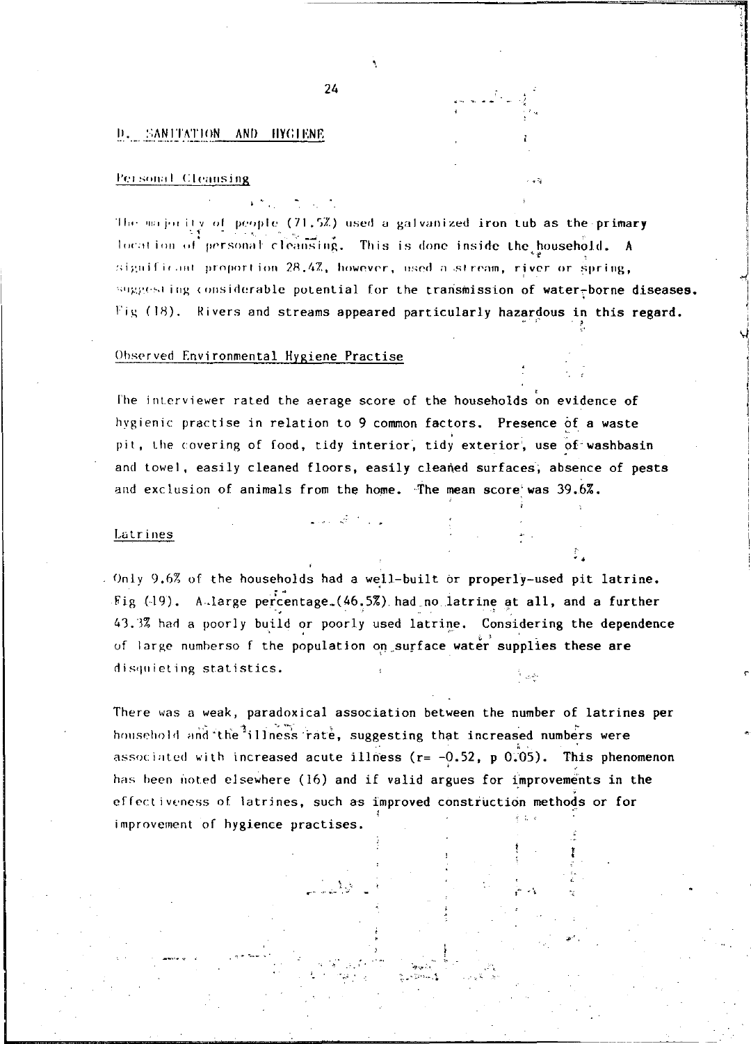## D. SANITATION AND HYGIENE

### Personal Cleansing

The majority of people (71.5%) used a galvanized iron tub as the primary location of personal cleansing. This is done inside the household. A significant proportion 28.4%, however, used a stream, river or spring, suggesting considerable potential for the transmission of water-borne diseases. Fig (18). Rivers and streams appeared particularly hazardous in this regard.

### Observed Environmental Hygiene Practise

The interviewer rated the aerage score of the households on evidence of hygienic practise in relation to 9 common factors. Presence of a waste pit, the covering of food, tidy interior, tidy exterior, use of washbasin and towel, easily cleaned floors, easily cleaned surfaces, absence of pests and exclusion of animals from the home. The mean score was 39.6%.

### Latrines

Only 9.6% of the households had a well-built or properly-used pit latrine. Fig (19). A large percentage (46.5%) had no latrine at all, and a further 43.3% had a poorly build or poorly used latrine. Considering the dependence of large numberso f the population on surface water supplies these are disquieting statistics.

There was a weak, paradoxical association between the number of latrines per household and the illness rate, suggesting that increased numbers were associated with increased acute illness ($r= -0.52$, $p$ 0.05). This phenomenon has been noted elsewhere (16) and if valid argues for improvements in the effectiveness of latrines, such as improved construction methods or for improvement of hygience practises.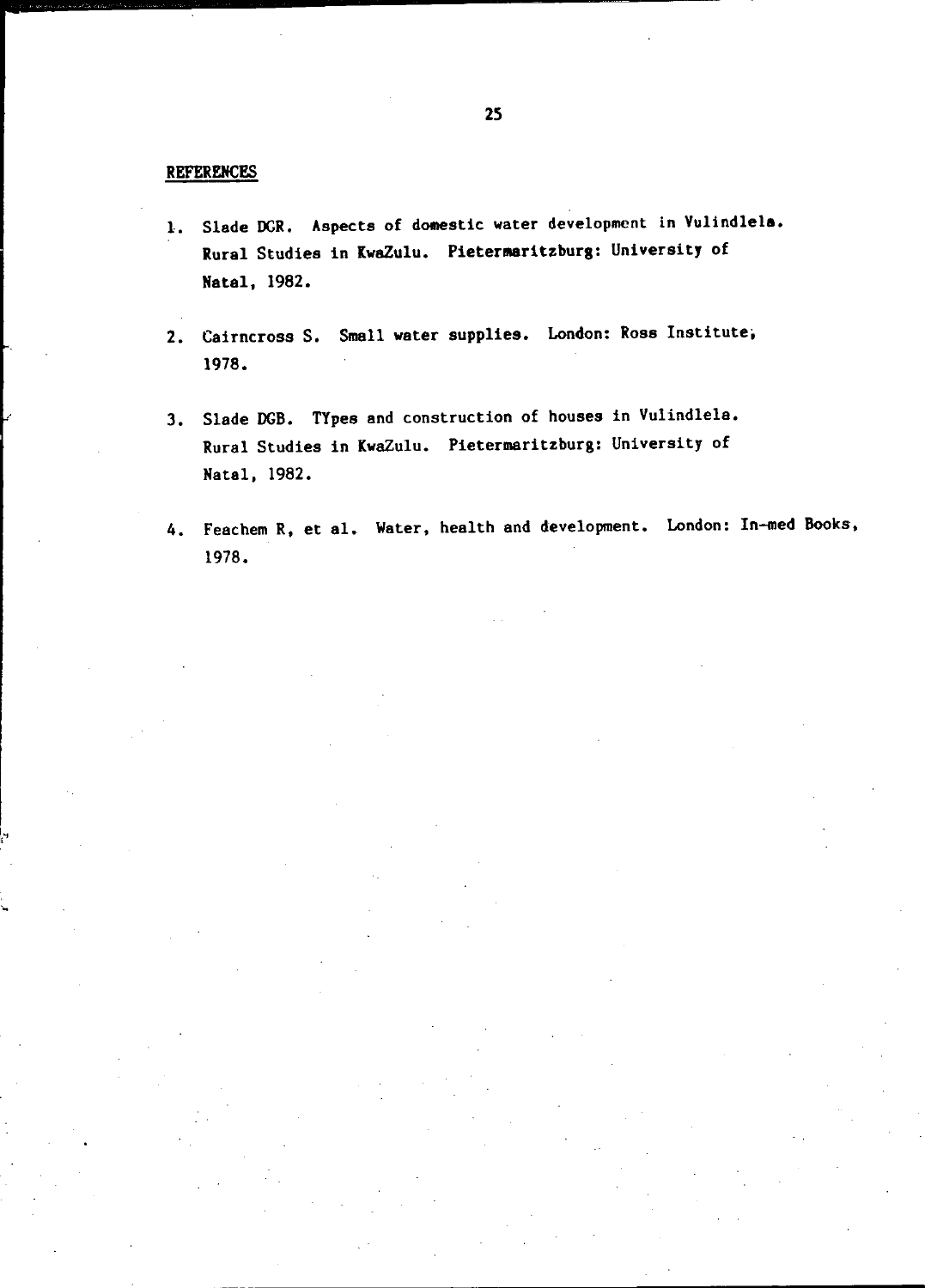## REFERENCES

1. Slade DCR. Aspects of domestic water development in Vulindlela. Rural Studies in KwaZulu. Pietermaritzburg: University of Natal, 1982.

2. Cairncross S. Small water supplies. London: Ross Institute, 1978.

3. Slade DGB. TYpes and construction of houses in Vulindlela. Rural Studies in KwaZulu. Pietermaritzburg: University of Natal, 1982.

4. Feachem R, et al. Water, health and development. London: In-med Books, 1978.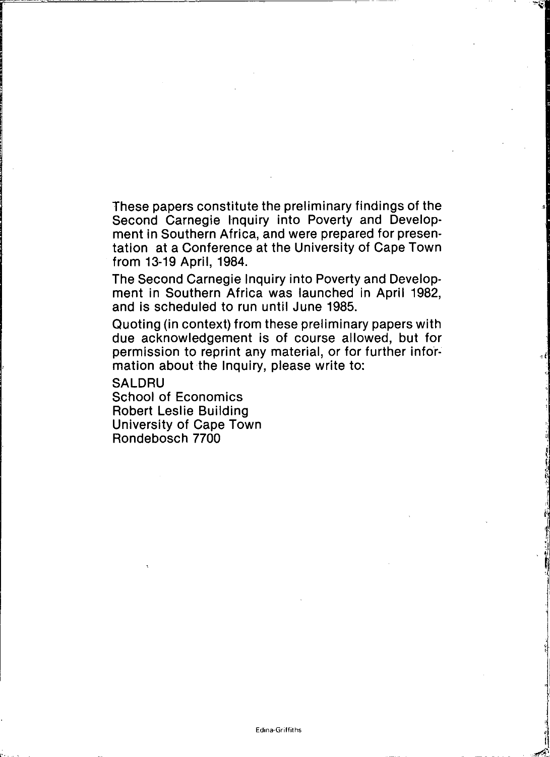These papers constitute the preliminary findings of the Second Carnegie Inquiry into Poverty and Development in Southern Africa, and were prepared for presentation at a Conference at the University of Cape Town from 13-19 April, 1984.

The Second Carnegie Inquiry into Poverty and Development in Southern Africa was launched in April 1982, and is scheduled to run until June 1985.

Quoting (in context) from these preliminary papers with due acknowledgement is of course allowed, but for permission to reprint any material, or for further information about the Inquiry, please write to:

SALDRU
School of Economics
Robert Leslie Building
University of Cape Town
Rondebosch 7700

Edina-Griffiths